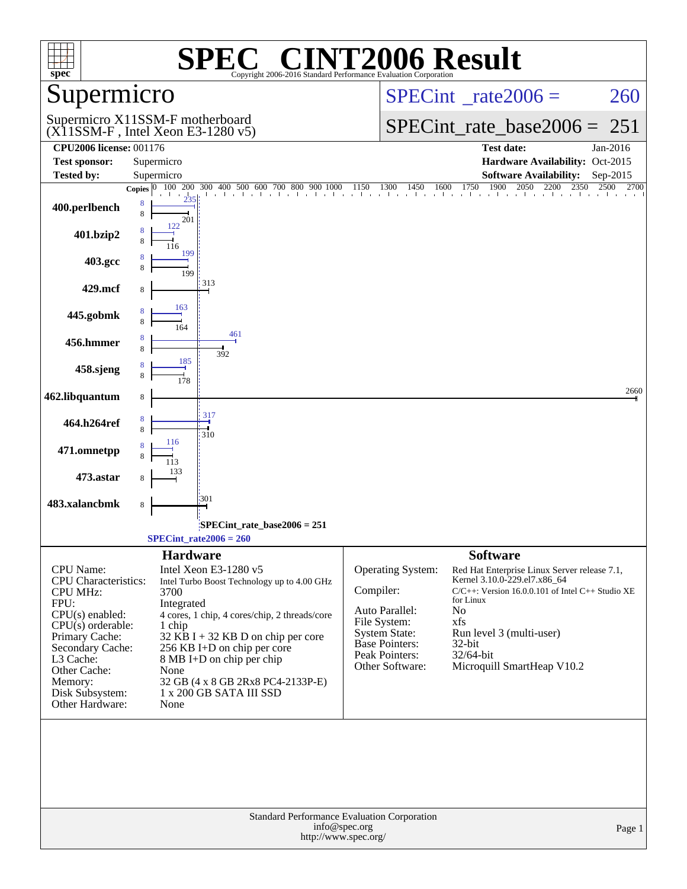# SPEC CINT2006 Result

Copyright 2006-2016 Standard Performance Evaluation Corporation

## Supermicro

Supermicro X11SSM-F motherboard
(X11SSM-F , Intel Xeon E3-1280 v5)

SPECint_rate2006 = 260

SPECint_rate_base2006 = 251

| | | | |
|---|---|---|---|
| **CPU2006 license:** | 001176 | **Test date:** | Jan-2016 |
| **Test sponsor:** | Supermicro | **Hardware Availability:** | Oct-2015 |
| **Tested by:** | Supermicro | **Software Availability:** | Sep-2015 |

| Benchmark | Copies (peak) | Peak | Copies (base) | Base |
|---|---|---|---|---|
| 400.perlbench | 8 | 235 | 8 | 201 |
| 401.bzip2 | 8 | 122 | 8 | 116 |
| 403.gcc | 8 | 199 | 8 | 199 |
| 429.mcf | | | 8 | 313 |
| 445.gobmk | 8 | 163 | 8 | 164 |
| 456.hmmer | 8 | 461 | 8 | 392 |
| 458.sjeng | 8 | 185 | 8 | 178 |
| 462.libquantum | | | 8 | 2660 |
| 464.h264ref | 8 | 317 | 8 | 310 |
| 471.omnetpp | 8 | 116 | 8 | 113 |
| 473.astar | | | 8 | 133 |
| 483.xalancbmk | | | 8 | 301 |

SPECint_rate_base2006 = 251

SPECint_rate2006 = 260

## Hardware

| | |
|---|---|
| CPU Name: | Intel Xeon E3-1280 v5 |
| CPU Characteristics: | Intel Turbo Boost Technology up to 4.00 GHz |
| CPU MHz: | 3700 |
| FPU: | Integrated |
| CPU(s) enabled: | 4 cores, 1 chip, 4 cores/chip, 2 threads/core |
| CPU(s) orderable: | 1 chip |
| Primary Cache: | 32 KB I + 32 KB D on chip per core |
| Secondary Cache: | 256 KB I+D on chip per core |
| L3 Cache: | 8 MB I+D on chip per chip |
| Other Cache: | None |
| Memory: | 32 GB (4 x 8 GB 2Rx8 PC4-2133P-E) |
| Disk Subsystem: | 1 x 200 GB SATA III SSD |
| Other Hardware: | None |

## Software

| | |
|---|---|
| Operating System: | Red Hat Enterprise Linux Server release 7.1, Kernel 3.10.0-229.el7.x86_64 |
| Compiler: | C/C++: Version 16.0.0.101 of Intel C++ Studio XE for Linux |
| Auto Parallel: | No |
| File System: | xfs |
| System State: | Run level 3 (multi-user) |
| Base Pointers: | 32-bit |
| Peak Pointers: | 32/64-bit |
| Other Software: | Microquill SmartHeap V10.2 |

Standard Performance Evaluation Corporation
info@spec.org
http://www.spec.org/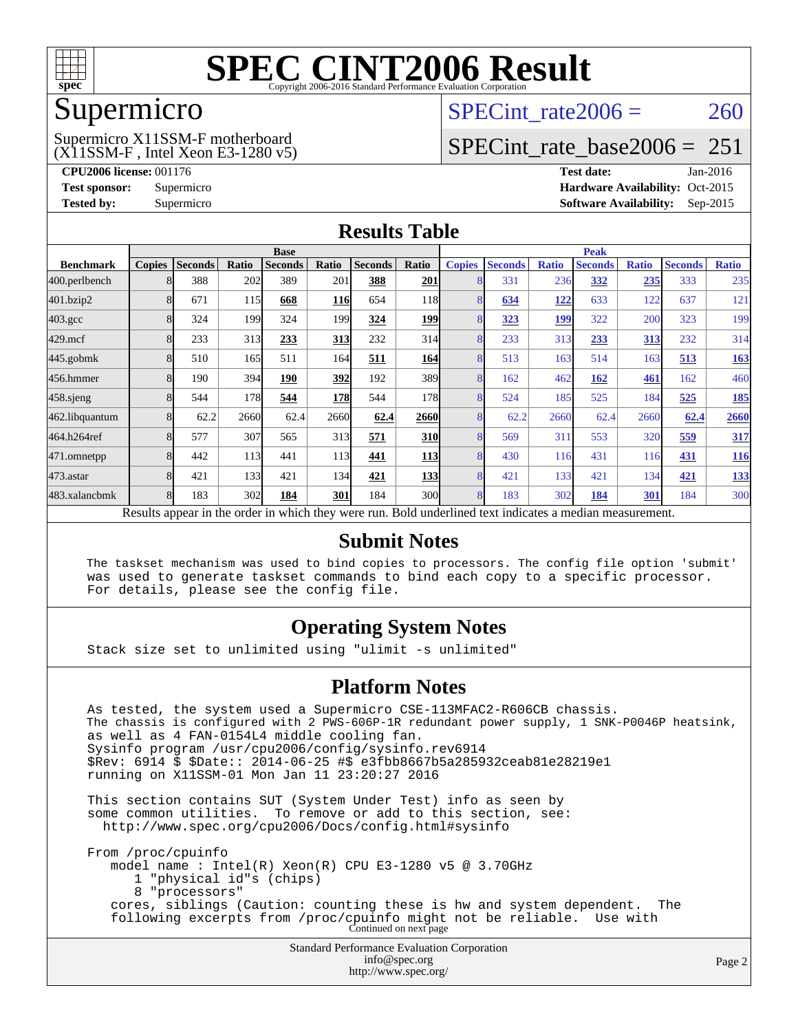# SPEC CINT2006 Result

Copyright 2006-2016 Standard Performance Evaluation Corporation

# Supermicro

Supermicro X11SSM-F motherboard
(X11SSM-F , Intel Xeon E3-1280 v5)

SPECint_rate2006 = 260

SPECint_rate_base2006 = 251

**CPU2006 license:** 001176
**Test sponsor:** Supermicro
**Tested by:** Supermicro

**Test date:** Jan-2016
**Hardware Availability:** Oct-2015
**Software Availability:** Sep-2015

## Results Table

| Benchmark | Base | | | | | | | Peak | | | | | | |
|---|---|---|---|---|---|---|---|---|---|---|---|---|---|---|
| | Copies | Seconds | Ratio | Seconds | Ratio | Seconds | Ratio | Copies | Seconds | Ratio | Seconds | Ratio | Seconds | Ratio |
| 400.perlbench | 8 | 388 | 202 | 389 | 201 | **388** | **201** | 8 | 331 | 236 | **332** | **235** | 333 | 235 |
| 401.bzip2 | 8 | 671 | 115 | **668** | **116** | 654 | 118 | 8 | **634** | **122** | 633 | 122 | 637 | 121 |
| 403.gcc | 8 | 324 | 199 | 324 | 199 | **324** | **199** | 8 | **323** | **199** | 322 | 200 | 323 | 199 |
| 429.mcf | 8 | 233 | 313 | **233** | **313** | 232 | 314 | 8 | 233 | 313 | **233** | **313** | 232 | 314 |
| 445.gobmk | 8 | 510 | 165 | 511 | 164 | **511** | **164** | 8 | 513 | 163 | 514 | 163 | **513** | **163** |
| 456.hmmer | 8 | 190 | 394 | **190** | **392** | 192 | 389 | 8 | 162 | 462 | **162** | **461** | 162 | 460 |
| 458.sjeng | 8 | 544 | 178 | **544** | **178** | 544 | 178 | 8 | 524 | 185 | 525 | 184 | **525** | **185** |
| 462.libquantum | 8 | 62.2 | 2660 | 62.4 | 2660 | **62.4** | **2660** | 8 | 62.2 | 2660 | 62.4 | 2660 | **62.4** | **2660** |
| 464.h264ref | 8 | 577 | 307 | 565 | 313 | **571** | **310** | 8 | 569 | 311 | 553 | 320 | **559** | **317** |
| 471.omnetpp | 8 | 442 | 113 | 441 | 113 | **441** | **113** | 8 | 430 | 116 | 431 | 116 | **431** | **116** |
| 473.astar | 8 | 421 | 133 | 421 | 134 | **421** | **133** | 8 | 421 | 133 | 421 | 134 | **421** | **133** |
| 483.xalancbmk | 8 | 183 | 302 | **184** | **301** | 184 | 300 | 8 | 183 | 302 | **184** | **301** | 184 | 300 |

Results appear in the order in which they were run. Bold underlined text indicates a median measurement.

## Submit Notes

```
The taskset mechanism was used to bind copies to processors. The config file option 'submit'
was used to generate taskset commands to bind each copy to a specific processor.
For details, please see the config file.
```

## Operating System Notes

```
Stack size set to unlimited using "ulimit -s unlimited"
```

## Platform Notes

```
As tested, the system used a Supermicro CSE-113MFAC2-R606CB chassis.
The chassis is configured with 2 PWS-606P-1R redundant power supply, 1 SNK-P0046P heatsink,
as well as 4 FAN-0154L4 middle cooling fan.
Sysinfo program /usr/cpu2006/config/sysinfo.rev6914
$Rev: 6914 $ $Date:: 2014-06-25 #$ e3fbb8667b5a285932ceab81e28219e1
running on X11SSM-01 Mon Jan 11 23:20:27 2016

This section contains SUT (System Under Test) info as seen by
some common utilities.  To remove or add to this section, see:
  http://www.spec.org/cpu2006/Docs/config.html#sysinfo

From /proc/cpuinfo
   model name : Intel(R) Xeon(R) CPU E3-1280 v5 @ 3.70GHz
      1 "physical id"s (chips)
      8 "processors"
   cores, siblings (Caution: counting these is hw and system dependent.  The
   following excerpts from /proc/cpuinfo might not be reliable.  Use with
```

Continued on next page

Standard Performance Evaluation Corporation
info@spec.org
http://www.spec.org/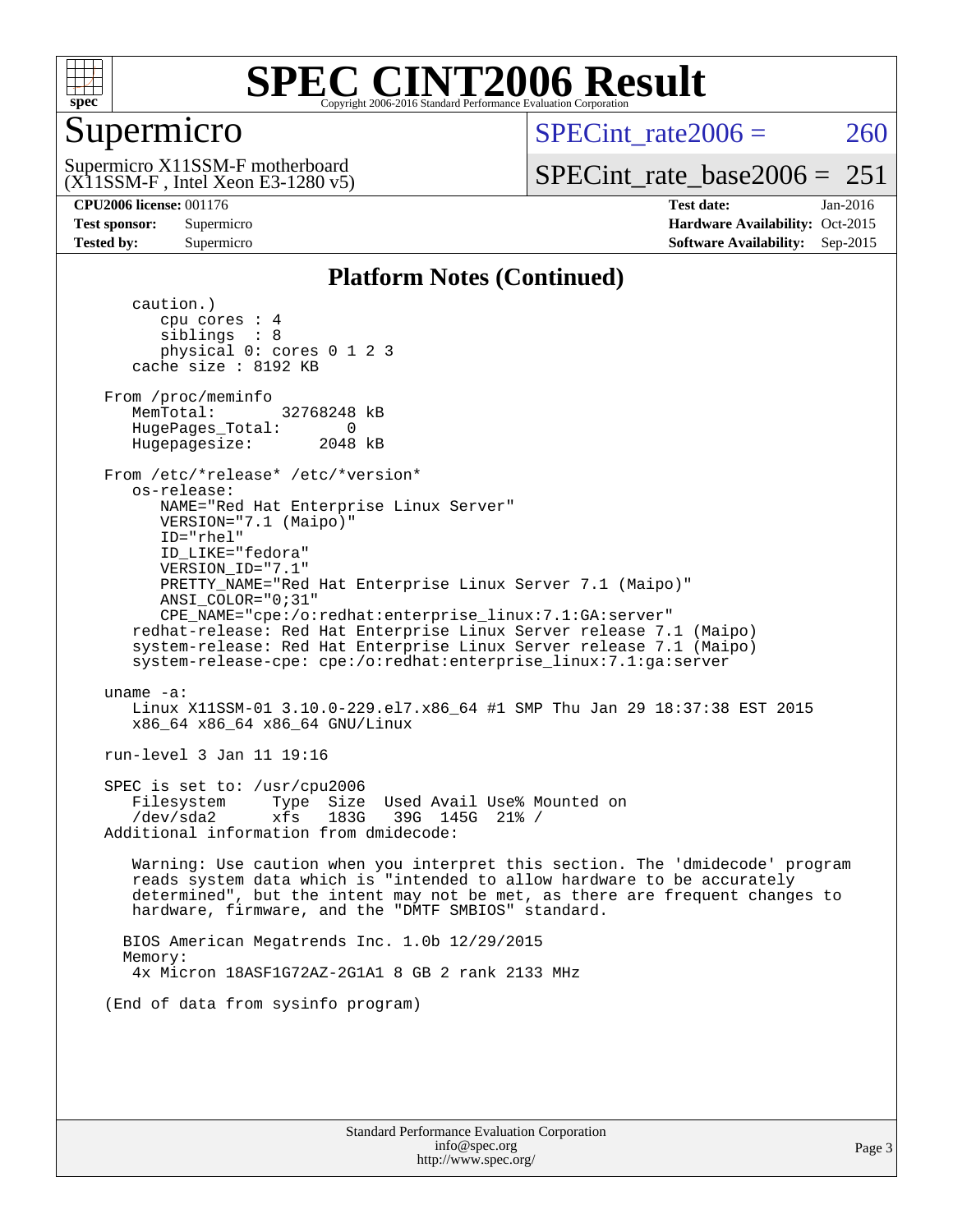## Platform Notes (Continued)

```
      caution.)
         cpu cores : 4
         siblings  : 8
         physical 0: cores 0 1 2 3
      cache size : 8192 KB

   From /proc/meminfo
      MemTotal:       32768248 kB
      HugePages_Total:       0
      Hugepagesize:       2048 kB

   From /etc/*release* /etc/*version*
      os-release:
         NAME="Red Hat Enterprise Linux Server"
         VERSION="7.1 (Maipo)"
         ID="rhel"
         ID_LIKE="fedora"
         VERSION_ID="7.1"
         PRETTY_NAME="Red Hat Enterprise Linux Server 7.1 (Maipo)"
         ANSI_COLOR="0;31"
         CPE_NAME="cpe:/o:redhat:enterprise_linux:7.1:GA:server"
      redhat-release: Red Hat Enterprise Linux Server release 7.1 (Maipo)
      system-release: Red Hat Enterprise Linux Server release 7.1 (Maipo)
      system-release-cpe: cpe:/o:redhat:enterprise_linux:7.1:ga:server

   uname -a:
      Linux X11SSM-01 3.10.0-229.el7.x86_64 #1 SMP Thu Jan 29 18:37:38 EST 2015
      x86_64 x86_64 x86_64 GNU/Linux

   run-level 3 Jan 11 19:16

   SPEC is set to: /usr/cpu2006
      Filesystem     Type  Size  Used Avail Use% Mounted on
      /dev/sda2      xfs   183G   39G  145G  21% /
   Additional information from dmidecode:

      Warning: Use caution when you interpret this section. The 'dmidecode' program
      reads system data which is "intended to allow hardware to be accurately
      determined", but the intent may not be met, as there are frequent changes to
      hardware, firmware, and the "DMTF SMBIOS" standard.

     BIOS American Megatrends Inc. 1.0b 12/29/2015
     Memory:
      4x Micron 18ASF1G72AZ-2G1A1 8 GB 2 rank 2133 MHz

   (End of data from sysinfo program)
```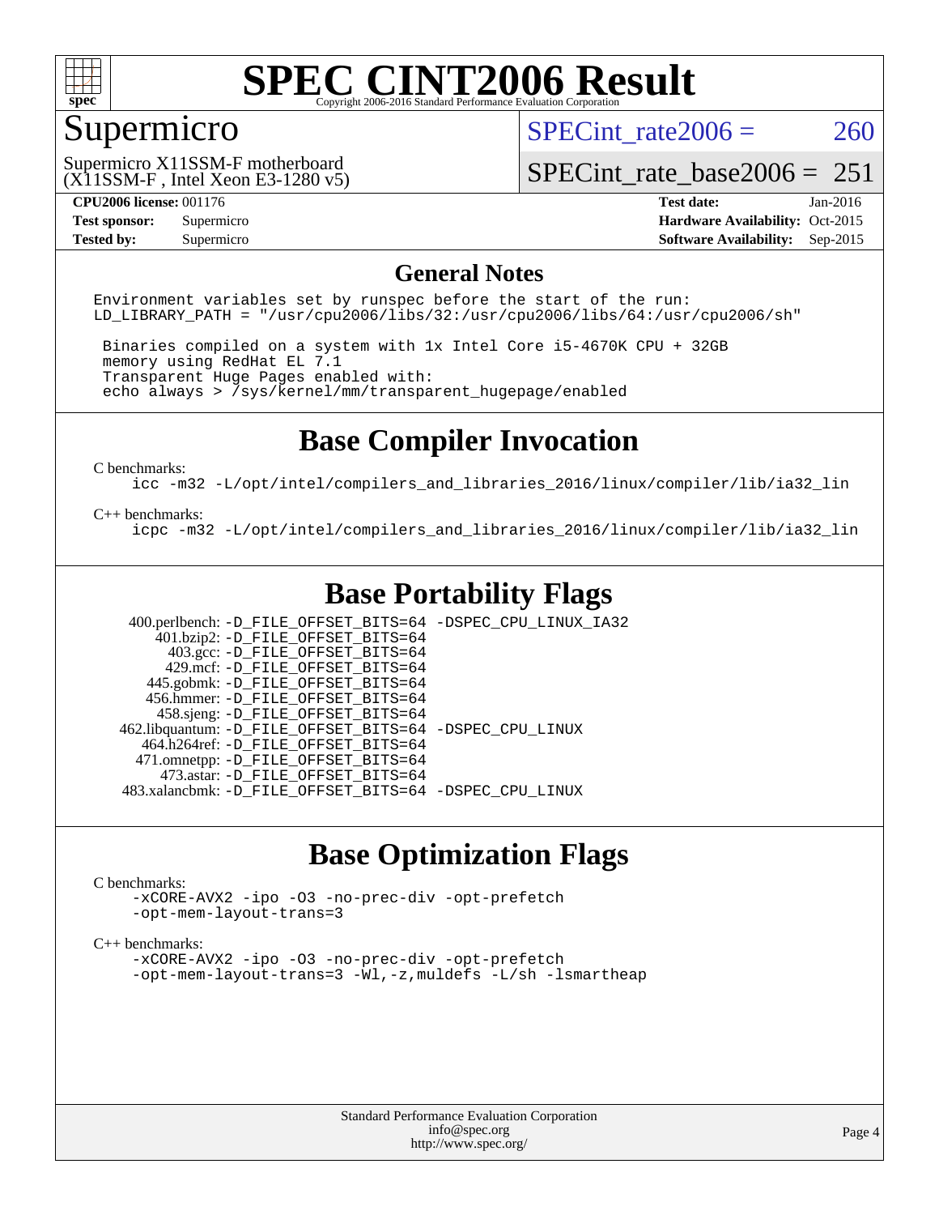# SPEC CINT2006 Result

Copyright 2006-2016 Standard Performance Evaluation Corporation

## Supermicro

Supermicro X11SSM-F motherboard
(X11SSM-F , Intel Xeon E3-1280 v5)

SPECint_rate2006 = 260

SPECint_rate_base2006 = 251

**CPU2006 license:** 001176
**Test sponsor:** Supermicro
**Tested by:** Supermicro

**Test date:** Jan-2016
**Hardware Availability:** Oct-2015
**Software Availability:** Sep-2015

## General Notes

```
Environment variables set by runspec before the start of the run:
LD_LIBRARY_PATH = "/usr/cpu2006/libs/32:/usr/cpu2006/libs/64:/usr/cpu2006/sh"

 Binaries compiled on a system with 1x Intel Core i5-4670K CPU + 32GB
 memory using RedHat EL 7.1
 Transparent Huge Pages enabled with:
 echo always > /sys/kernel/mm/transparent_hugepage/enabled
```

## Base Compiler Invocation

C benchmarks:

```
icc -m32 -L/opt/intel/compilers_and_libraries_2016/linux/compiler/lib/ia32_lin
```

C++ benchmarks:

```
icpc -m32 -L/opt/intel/compilers_and_libraries_2016/linux/compiler/lib/ia32_lin
```

## Base Portability Flags

| Benchmark | Flags |
|---|---|
| 400.perlbench: | -D_FILE_OFFSET_BITS=64 -DSPEC_CPU_LINUX_IA32 |
| 401.bzip2: | -D_FILE_OFFSET_BITS=64 |
| 403.gcc: | -D_FILE_OFFSET_BITS=64 |
| 429.mcf: | -D_FILE_OFFSET_BITS=64 |
| 445.gobmk: | -D_FILE_OFFSET_BITS=64 |
| 456.hmmer: | -D_FILE_OFFSET_BITS=64 |
| 458.sjeng: | -D_FILE_OFFSET_BITS=64 |
| 462.libquantum: | -D_FILE_OFFSET_BITS=64 -DSPEC_CPU_LINUX |
| 464.h264ref: | -D_FILE_OFFSET_BITS=64 |
| 471.omnetpp: | -D_FILE_OFFSET_BITS=64 |
| 473.astar: | -D_FILE_OFFSET_BITS=64 |
| 483.xalancbmk: | -D_FILE_OFFSET_BITS=64 -DSPEC_CPU_LINUX |

## Base Optimization Flags

C benchmarks:

```
-xCORE-AVX2 -ipo -O3 -no-prec-div -opt-prefetch
-opt-mem-layout-trans=3
```

C++ benchmarks:

```
-xCORE-AVX2 -ipo -O3 -no-prec-div -opt-prefetch
-opt-mem-layout-trans=3 -Wl,-z,muldefs -L/sh -lsmartheap
```

Standard Performance Evaluation Corporation
info@spec.org
http://www.spec.org/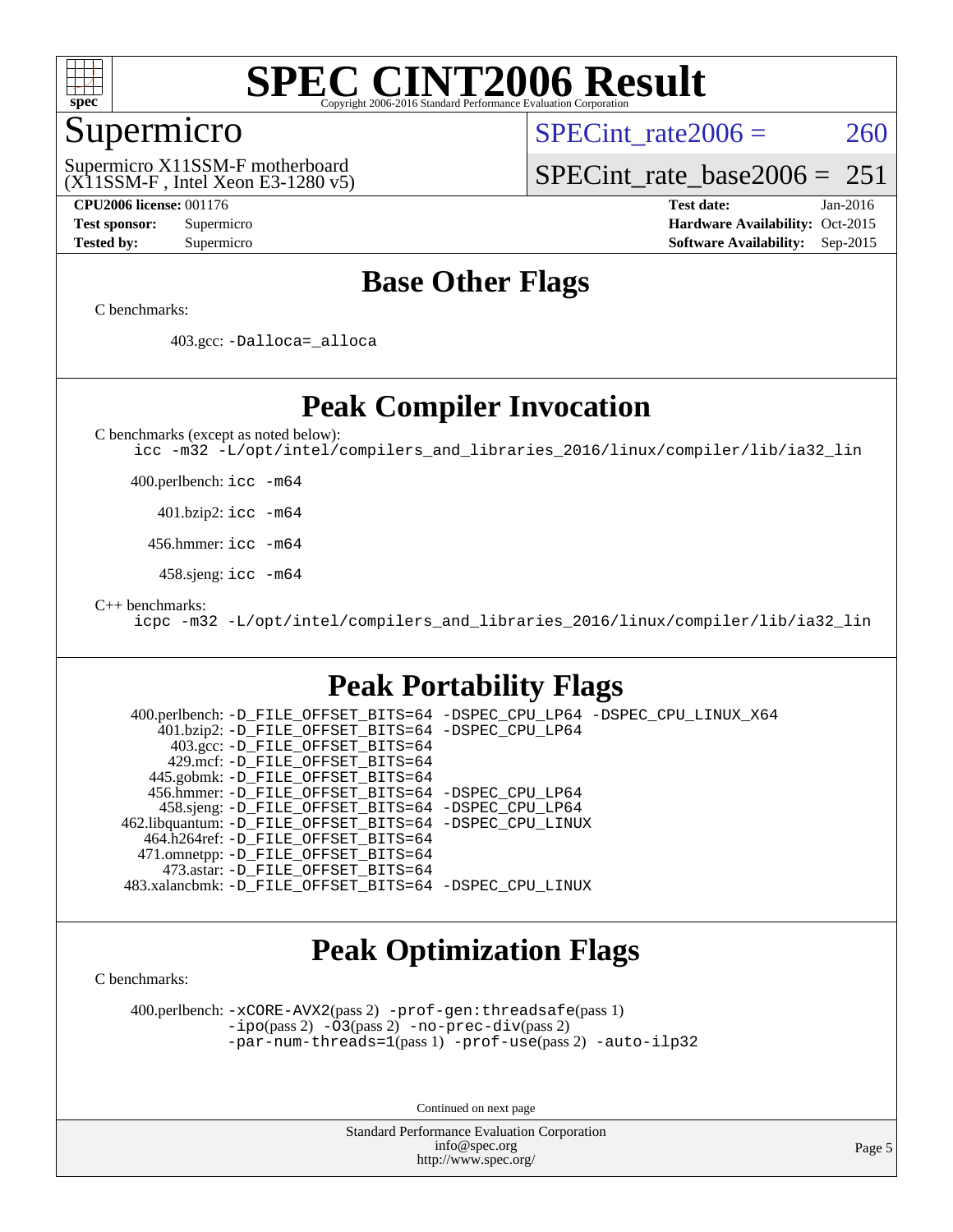# SPEC CINT2006 Result

Copyright 2006-2016 Standard Performance Evaluation Corporation

## Supermicro

Supermicro X11SSM-F motherboard
(X11SSM-F , Intel Xeon E3-1280 v5)

SPECint_rate2006 = 260

SPECint_rate_base2006 = 251

**CPU2006 license:** 001176
**Test sponsor:** Supermicro
**Tested by:** Supermicro

**Test date:** Jan-2016
**Hardware Availability:** Oct-2015
**Software Availability:** Sep-2015

## Base Other Flags

C benchmarks:

403.gcc: `-Dalloca=_alloca`

## Peak Compiler Invocation

C benchmarks (except as noted below):

`icc -m32 -L/opt/intel/compilers_and_libraries_2016/linux/compiler/lib/ia32_lin`

400.perlbench: `icc -m64`

401.bzip2: `icc -m64`

456.hmmer: `icc -m64`

458.sjeng: `icc -m64`

C++ benchmarks:

`icpc -m32 -L/opt/intel/compilers_and_libraries_2016/linux/compiler/lib/ia32_lin`

## Peak Portability Flags

400.perlbench: `-D_FILE_OFFSET_BITS=64 -DSPEC_CPU_LP64 -DSPEC_CPU_LINUX_X64`
401.bzip2: `-D_FILE_OFFSET_BITS=64 -DSPEC_CPU_LP64`
403.gcc: `-D_FILE_OFFSET_BITS=64`
429.mcf: `-D_FILE_OFFSET_BITS=64`
445.gobmk: `-D_FILE_OFFSET_BITS=64`
456.hmmer: `-D_FILE_OFFSET_BITS=64 -DSPEC_CPU_LP64`
458.sjeng: `-D_FILE_OFFSET_BITS=64 -DSPEC_CPU_LP64`
462.libquantum: `-D_FILE_OFFSET_BITS=64 -DSPEC_CPU_LINUX`
464.h264ref: `-D_FILE_OFFSET_BITS=64`
471.omnetpp: `-D_FILE_OFFSET_BITS=64`
473.astar: `-D_FILE_OFFSET_BITS=64`
483.xalancbmk: `-D_FILE_OFFSET_BITS=64 -DSPEC_CPU_LINUX`

## Peak Optimization Flags

C benchmarks:

400.perlbench: `-xCORE-AVX2`(pass 2) `-prof-gen:threadsafe`(pass 1) `-ipo`(pass 2) `-O3`(pass 2) `-no-prec-div`(pass 2) `-par-num-threads=1`(pass 1) `-prof-use`(pass 2) `-auto-ilp32`

Continued on next page

Standard Performance Evaluation Corporation
info@spec.org
http://www.spec.org/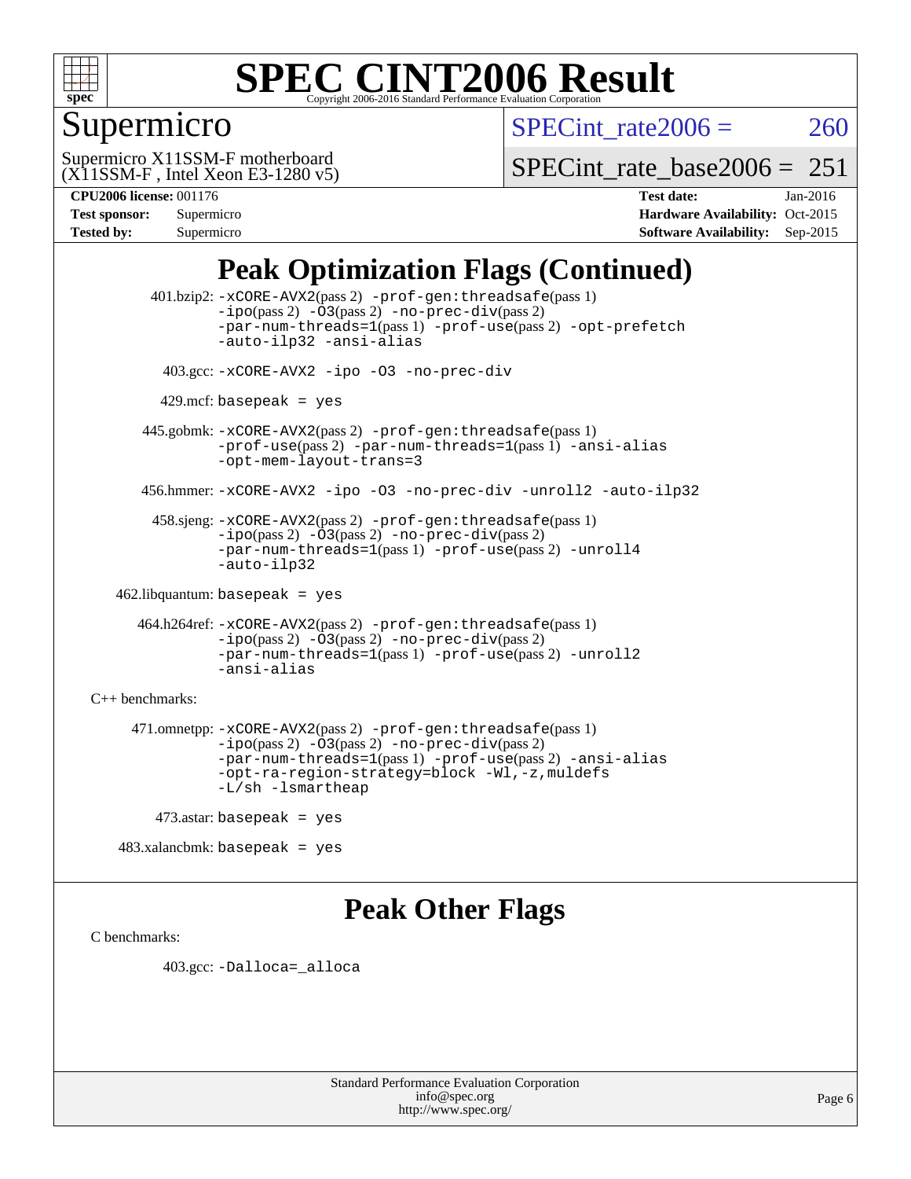# SPEC CINT2006 Result

Copyright 2006-2016 Standard Performance Evaluation Corporation

## Supermicro

Supermicro X11SSM-F motherboard
(X11SSM-F , Intel Xeon E3-1280 v5)

SPECint_rate2006 = 260

SPECint_rate_base2006 = 251

**CPU2006 license:** 001176
**Test sponsor:** Supermicro
**Tested by:** Supermicro

**Test date:** Jan-2016
**Hardware Availability:** Oct-2015
**Software Availability:** Sep-2015

## Peak Optimization Flags (Continued)

401.bzip2: -xCORE-AVX2(pass 2) -prof-gen:threadsafe(pass 1) -ipo(pass 2) -O3(pass 2) -no-prec-div(pass 2) -par-num-threads=1(pass 1) -prof-use(pass 2) -opt-prefetch -auto-ilp32 -ansi-alias

403.gcc: -xCORE-AVX2 -ipo -O3 -no-prec-div

429.mcf: basepeak = yes

445.gobmk: -xCORE-AVX2(pass 2) -prof-gen:threadsafe(pass 1) -prof-use(pass 2) -par-num-threads=1(pass 1) -ansi-alias -opt-mem-layout-trans=3

456.hmmer: -xCORE-AVX2 -ipo -O3 -no-prec-div -unroll2 -auto-ilp32

458.sjeng: -xCORE-AVX2(pass 2) -prof-gen:threadsafe(pass 1) -ipo(pass 2) -O3(pass 2) -no-prec-div(pass 2) -par-num-threads=1(pass 1) -prof-use(pass 2) -unroll4 -auto-ilp32

462.libquantum: basepeak = yes

464.h264ref: -xCORE-AVX2(pass 2) -prof-gen:threadsafe(pass 1) -ipo(pass 2) -O3(pass 2) -no-prec-div(pass 2) -par-num-threads=1(pass 1) -prof-use(pass 2) -unroll2 -ansi-alias

C++ benchmarks:

471.omnetpp: -xCORE-AVX2(pass 2) -prof-gen:threadsafe(pass 1) -ipo(pass 2) -O3(pass 2) -no-prec-div(pass 2) -par-num-threads=1(pass 1) -prof-use(pass 2) -ansi-alias -opt-ra-region-strategy=block -Wl,-z,muldefs -L/sh -lsmartheap

473.astar: basepeak = yes

483.xalancbmk: basepeak = yes

## Peak Other Flags

C benchmarks:

403.gcc: -Dalloca=_alloca

Standard Performance Evaluation Corporation
info@spec.org
http://www.spec.org/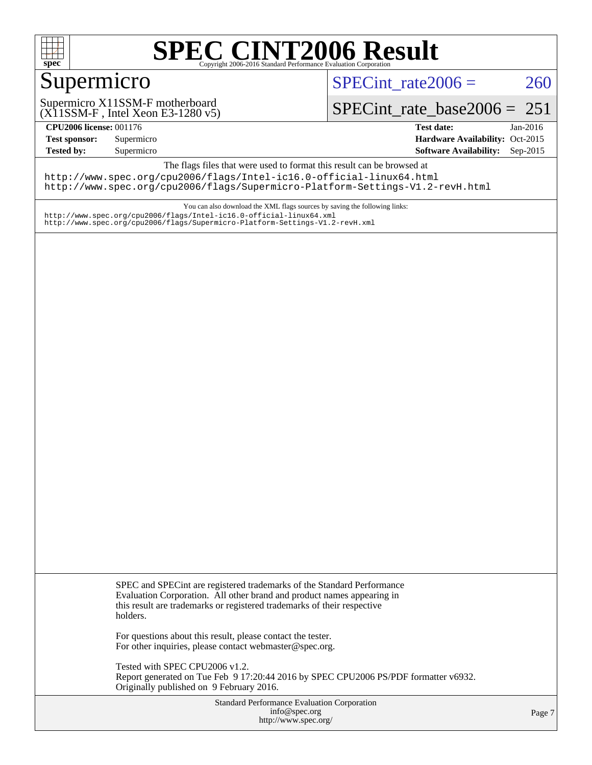# SPEC CINT2006 Result

Copyright 2006-2016 Standard Performance Evaluation Corporation

## Supermicro

Supermicro X11SSM-F motherboard
(X11SSM-F , Intel Xeon E3-1280 v5)

SPECint_rate2006 = 260

SPECint_rate_base2006 = 251

| | | | |
|---|---|---|---|
| **CPU2006 license:** | 001176 | **Test date:** | Jan-2016 |
| **Test sponsor:** | Supermicro | **Hardware Availability:** | Oct-2015 |
| **Tested by:** | Supermicro | **Software Availability:** | Sep-2015 |

The flags files that were used to format this result can be browsed at

http://www.spec.org/cpu2006/flags/Intel-ic16.0-official-linux64.html
http://www.spec.org/cpu2006/flags/Supermicro-Platform-Settings-V1.2-revH.html

You can also download the XML flags sources by saving the following links:

http://www.spec.org/cpu2006/flags/Intel-ic16.0-official-linux64.xml
http://www.spec.org/cpu2006/flags/Supermicro-Platform-Settings-V1.2-revH.xml

SPEC and SPECint are registered trademarks of the Standard Performance Evaluation Corporation. All other brand and product names appearing in this result are trademarks or registered trademarks of their respective holders.

For questions about this result, please contact the tester.
For other inquiries, please contact webmaster@spec.org.

Tested with SPEC CPU2006 v1.2.
Report generated on Tue Feb 9 17:20:44 2016 by SPEC CPU2006 PS/PDF formatter v6932.
Originally published on 9 February 2016.

Standard Performance Evaluation Corporation
info@spec.org
http://www.spec.org/